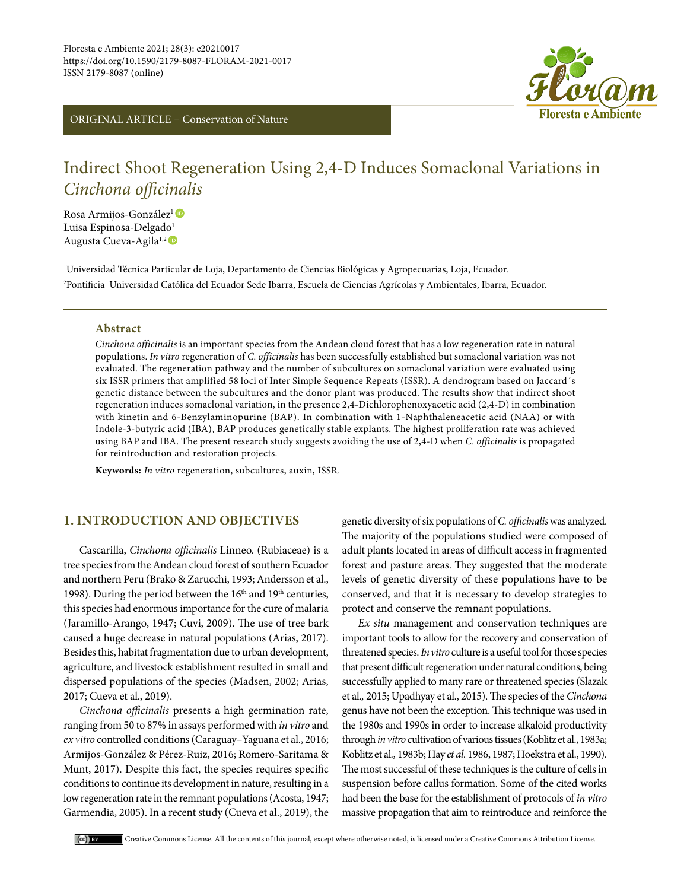ORIGINAL ARTICLE – Conservation of Nature

# Indirect Shoot Regeneration Using 2,4-D Induces Somaclonal Variations in *Cinchona officinalis*

Rosa Armijos-González[1]
Luisa Espinosa-Delgado[1]
Augusta Cueva-Agila[1,2]

[1]Universidad Técnica Particular de Loja, Departamento de Ciencias Biológicas y Agropecuarias, Loja, Ecuador.
[2]Pontificia Universidad Católica del Ecuador Sede Ibarra, Escuela de Ciencias Agrícolas y Ambientales, Ibarra, Ecuador.

## Abstract

*Cinchona officinalis* is an important species from the Andean cloud forest that has a low regeneration rate in natural populations. *In vitro* regeneration of *C. officinalis* has been successfully established but somaclonal variation was not evaluated. The regeneration pathway and the number of subcultures on somaclonal variation were evaluated using six ISSR primers that amplified 58 loci of Inter Simple Sequence Repeats (ISSR). A dendrogram based on Jaccard´s genetic distance between the subcultures and the donor plant was produced. The results show that indirect shoot regeneration induces somaclonal variation, in the presence 2,4-Dichlorophenoxyacetic acid (2,4-D) in combination with kinetin and 6-Benzylaminopurine (BAP). In combination with 1-Naphthaleneacetic acid (NAA) or with Indole-3-butyric acid (IBA), BAP produces genetically stable explants. The highest proliferation rate was achieved using BAP and IBA. The present research study suggests avoiding the use of 2,4-D when *C. officinalis* is propagated for reintroduction and restoration projects.

**Keywords:** *In vitro* regeneration, subcultures, auxin, ISSR.

## 1. INTRODUCTION AND OBJECTIVES

Cascarilla, *Cinchona officinalis* Linneo. (Rubiaceae) is a tree species from the Andean cloud forest of southern Ecuador and northern Peru (Brako & Zarucchi, 1993; Andersson et al., 1998). During the period between the 16th and 19th centuries, this species had enormous importance for the cure of malaria (Jaramillo-Arango, 1947; Cuvi, 2009). The use of tree bark caused a huge decrease in natural populations (Arias, 2017). Besides this, habitat fragmentation due to urban development, agriculture, and livestock establishment resulted in small and dispersed populations of the species (Madsen, 2002; Arias, 2017; Cueva et al., 2019).

*Cinchona officinalis* presents a high germination rate, ranging from 50 to 87% in assays performed with *in vitro* and *ex vitro* controlled conditions (Caraguay–Yaguana et al., 2016; Armijos-González & Pérez-Ruiz, 2016; Romero-Saritama & Munt, 2017). Despite this fact, the species requires specific conditions to continue its development in nature, resulting in a low regeneration rate in the remnant populations (Acosta, 1947; Garmendia, 2005). In a recent study (Cueva et al., 2019), the genetic diversity of six populations of *C. officinalis* was analyzed. The majority of the populations studied were composed of adult plants located in areas of difficult access in fragmented forest and pasture areas. They suggested that the moderate levels of genetic diversity of these populations have to be conserved, and that it is necessary to develop strategies to protect and conserve the remnant populations.

*Ex situ* management and conservation techniques are important tools to allow for the recovery and conservation of threatened species. *In vitro* culture is a useful tool for those species that present difficult regeneration under natural conditions, being successfully applied to many rare or threatened species (Slazak et al., 2015; Upadhyay et al., 2015). The species of the *Cinchona* genus have not been the exception. This technique was used in the 1980s and 1990s in order to increase alkaloid productivity through *in vitro* cultivation of various tissues (Koblitz et al., 1983a; Koblitz et al., 1983b; Hay *et al.* 1986, 1987; Hoekstra et al., 1990). The most successful of these techniques is the culture of cells in suspension before callus formation. Some of the cited works had been the base for the establishment of protocols of *in vitro* massive propagation that aim to reintroduce and reinforce the

Creative Commons License. All the contents of this journal, except where otherwise noted, is licensed under a Creative Commons Attribution License.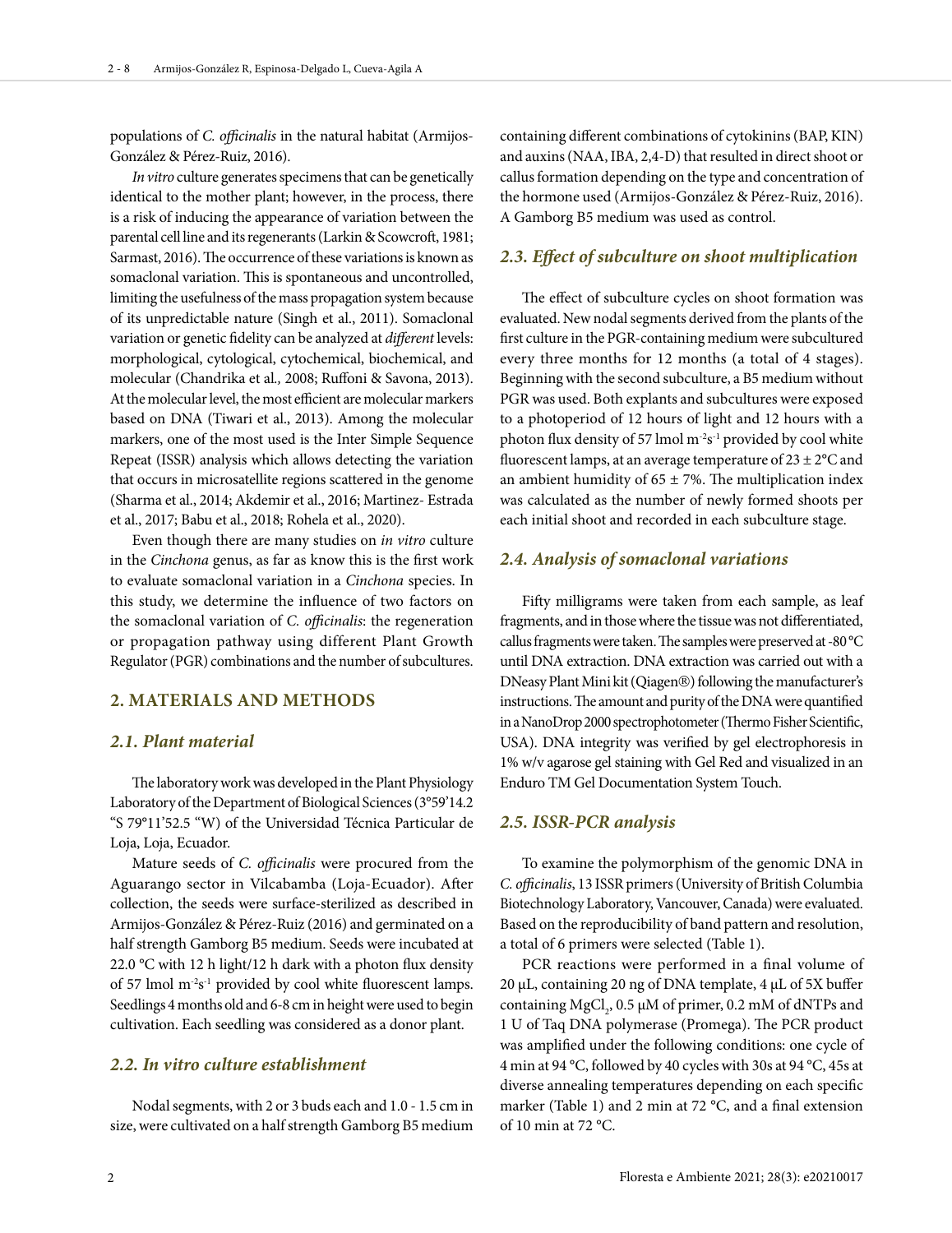populations of *C. officinalis* in the natural habitat (Armijos-González & Pérez-Ruiz, 2016).

*In vitro* culture generates specimens that can be genetically identical to the mother plant; however, in the process, there is a risk of inducing the appearance of variation between the parental cell line and its regenerants (Larkin & Scowcroft, 1981; Sarmast, 2016). The occurrence of these variations is known as somaclonal variation. This is spontaneous and uncontrolled, limiting the usefulness of the mass propagation system because of its unpredictable nature (Singh et al., 2011). Somaclonal variation or genetic fidelity can be analyzed at *different* levels: morphological, cytological, cytochemical, biochemical, and molecular (Chandrika et al., 2008; Ruffoni & Savona, 2013). At the molecular level, the most efficient are molecular markers based on DNA (Tiwari et al., 2013). Among the molecular markers, one of the most used is the Inter Simple Sequence Repeat (ISSR) analysis which allows detecting the variation that occurs in microsatellite regions scattered in the genome (Sharma et al., 2014; Akdemir et al., 2016; Martinez- Estrada et al., 2017; Babu et al., 2018; Rohela et al., 2020).

Even though there are many studies on *in vitro* culture in the *Cinchona* genus, as far as know this is the first work to evaluate somaclonal variation in a *Cinchona* species. In this study, we determine the influence of two factors on the somaclonal variation of *C. officinalis*: the regeneration or propagation pathway using different Plant Growth Regulator (PGR) combinations and the number of subcultures.

## 2. MATERIALS AND METHODS

### 2.1. Plant material

The laboratory work was developed in the Plant Physiology Laboratory of the Department of Biological Sciences (3°59'14.2 "S 79°11'52.5 "W) of the Universidad Técnica Particular de Loja, Loja, Ecuador.

Mature seeds of *C. officinalis* were procured from the Aguarango sector in Vilcabamba (Loja-Ecuador). After collection, the seeds were surface-sterilized as described in Armijos-González & Pérez-Ruiz (2016) and germinated on a half strength Gamborg B5 medium. Seeds were incubated at 22.0 °C with 12 h light/12 h dark with a photon flux density of 57 lmol $m^{-2}s^{-1}$ provided by cool white fluorescent lamps. Seedlings 4 months old and 6-8 cm in height were used to begin cultivation. Each seedling was considered as a donor plant.

### 2.2. In vitro culture establishment

Nodal segments, with 2 or 3 buds each and 1.0 - 1.5 cm in size, were cultivated on a half strength Gamborg B5 medium containing different combinations of cytokinins (BAP, KIN) and auxins (NAA, IBA, 2,4-D) that resulted in direct shoot or callus formation depending on the type and concentration of the hormone used (Armijos-González & Pérez-Ruiz, 2016). A Gamborg B5 medium was used as control.

### 2.3. Effect of subculture on shoot multiplication

The effect of subculture cycles on shoot formation was evaluated. New nodal segments derived from the plants of the first culture in the PGR-containing medium were subcultured every three months for 12 months (a total of 4 stages). Beginning with the second subculture, a B5 medium without PGR was used. Both explants and subcultures were exposed to a photoperiod of 12 hours of light and 12 hours with a photon flux density of 57 lmol $m^{-2}s^{-1}$ provided by cool white fluorescent lamps, at an average temperature of 23 ± 2°C and an ambient humidity of 65 ± 7%. The multiplication index was calculated as the number of newly formed shoots per each initial shoot and recorded in each subculture stage.

### 2.4. Analysis of somaclonal variations

Fifty milligrams were taken from each sample, as leaf fragments, and in those where the tissue was not differentiated, callus fragments were taken. The samples were preserved at -80 °C until DNA extraction. DNA extraction was carried out with a DNeasy Plant Mini kit (Qiagen®) following the manufacturer's instructions. The amount and purity of the DNA were quantified in a NanoDrop 2000 spectrophotometer (Thermo Fisher Scientific, USA). DNA integrity was verified by gel electrophoresis in 1% w/v agarose gel staining with Gel Red and visualized in an Enduro TM Gel Documentation System Touch.

### 2.5. ISSR-PCR analysis

To examine the polymorphism of the genomic DNA in *C. officinalis*, 13 ISSR primers (University of British Columbia Biotechnology Laboratory, Vancouver, Canada) were evaluated. Based on the reproducibility of band pattern and resolution, a total of 6 primers were selected (Table 1).

PCR reactions were performed in a final volume of 20 µL, containing 20 ng of DNA template, 4 µL of 5X buffer containing $MgCl_2$, 0.5 µM of primer, 0.2 mM of dNTPs and 1 U of Taq DNA polymerase (Promega). The PCR product was amplified under the following conditions: one cycle of 4 min at 94 °C, followed by 40 cycles with 30s at 94 °C, 45s at diverse annealing temperatures depending on each specific marker (Table 1) and 2 min at 72 °C, and a final extension of 10 min at 72 °C.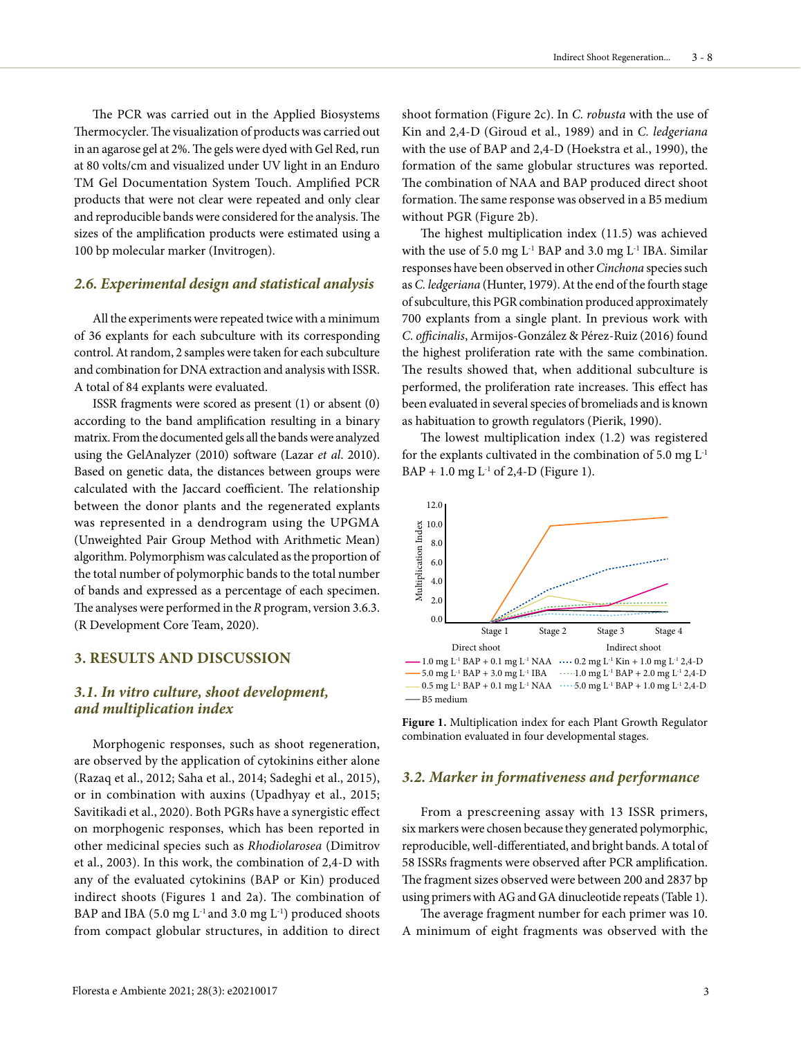The PCR was carried out in the Applied Biosystems Thermocycler. The visualization of products was carried out in an agarose gel at 2%. The gels were dyed with Gel Red, run at 80 volts/cm and visualized under UV light in an Enduro TM Gel Documentation System Touch. Amplified PCR products that were not clear were repeated and only clear and reproducible bands were considered for the analysis. The sizes of the amplification products were estimated using a 100 bp molecular marker (Invitrogen).

## 2.6. Experimental design and statistical analysis

All the experiments were repeated twice with a minimum of 36 explants for each subculture with its corresponding control. At random, 2 samples were taken for each subculture and combination for DNA extraction and analysis with ISSR. A total of 84 explants were evaluated.

ISSR fragments were scored as present (1) or absent (0) according to the band amplification resulting in a binary matrix. From the documented gels all the bands were analyzed using the GelAnalyzer (2010) software (Lazar *et al*. 2010). Based on genetic data, the distances between groups were calculated with the Jaccard coefficient. The relationship between the donor plants and the regenerated explants was represented in a dendrogram using the UPGMA (Unweighted Pair Group Method with Arithmetic Mean) algorithm. Polymorphism was calculated as the proportion of the total number of polymorphic bands to the total number of bands and expressed as a percentage of each specimen. The analyses were performed in the *R* program, version 3.6.3. (R Development Core Team, 2020).

# 3. RESULTS AND DISCUSSION

## 3.1. In vitro culture, shoot development, and multiplication index

Morphogenic responses, such as shoot regeneration, are observed by the application of cytokinins either alone (Razaq et al., 2012; Saha et al., 2014; Sadeghi et al., 2015), or in combination with auxins (Upadhyay et al., 2015; Savitikadi et al., 2020). Both PGRs have a synergistic effect on morphogenic responses, which has been reported in other medicinal species such as *Rhodiolarosea* (Dimitrov et al., 2003). In this work, the combination of 2,4-D with any of the evaluated cytokinins (BAP or Kin) produced indirect shoots (Figures 1 and 2a). The combination of BAP and IBA (5.0 mg $L^{-1}$ and 3.0 mg $L^{-1}$) produced shoots from compact globular structures, in addition to direct shoot formation (Figure 2c). In *C. robusta* with the use of Kin and 2,4-D (Giroud et al., 1989) and in *C. ledgeriana* with the use of BAP and 2,4-D (Hoekstra et al., 1990), the formation of the same globular structures was reported. The combination of NAA and BAP produced direct shoot formation. The same response was observed in a B5 medium without PGR (Figure 2b).

The highest multiplication index (11.5) was achieved with the use of 5.0 mg $L^{-1}$ BAP and 3.0 mg $L^{-1}$ IBA. Similar responses have been observed in other *Cinchona* species such as *C. ledgeriana* (Hunter, 1979). At the end of the fourth stage of subculture, this PGR combination produced approximately 700 explants from a single plant. In previous work with *C. officinalis*, Armijos-González & Pérez-Ruiz (2016) found the highest proliferation rate with the same combination. The results showed that, when additional subculture is performed, the proliferation rate increases. This effect has been evaluated in several species of bromeliads and is known as habituation to growth regulators (Pierik, 1990).

The lowest multiplication index (1.2) was registered for the explants cultivated in the combination of 5.0 mg $L^{-1}$ BAP + 1.0 mg $L^{-1}$ of 2,4-D (Figure 1).

**Figure 1.** Multiplication index for each Plant Growth Regulator combination evaluated in four developmental stages.

## 3.2. Marker in formativeness and performance

From a prescreening assay with 13 ISSR primers, six markers were chosen because they generated polymorphic, reproducible, well-differentiated, and bright bands. A total of 58 ISSRs fragments were observed after PCR amplification. The fragment sizes observed were between 200 and 2837 bp using primers with AG and GA dinucleotide repeats (Table 1).

The average fragment number for each primer was 10. A minimum of eight fragments was observed with the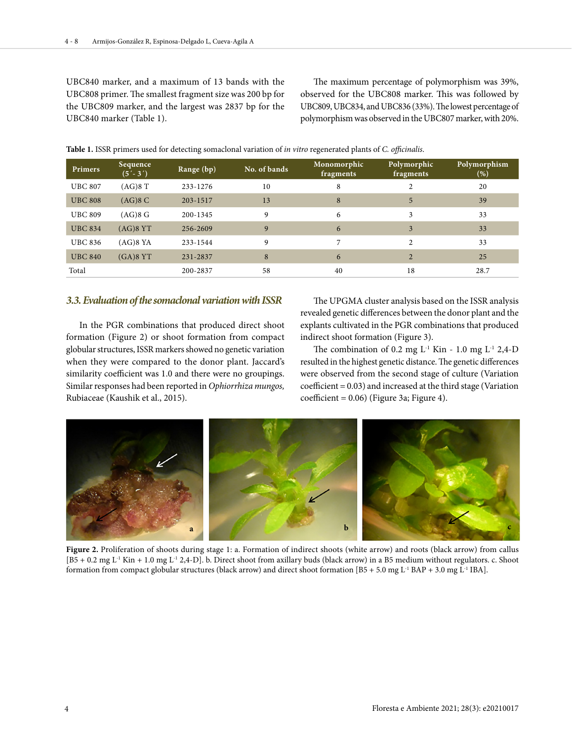UBC840 marker, and a maximum of 13 bands with the UBC808 primer. The smallest fragment size was 200 bp for the UBC809 marker, and the largest was 2837 bp for the UBC840 marker (Table 1).

The maximum percentage of polymorphism was 39%, observed for the UBC808 marker. This was followed by UBC809, UBC834, and UBC836 (33%). The lowest percentage of polymorphism was observed in the UBC807 marker, with 20%.

**Table 1.** ISSR primers used for detecting somaclonal variation of *in vitro* regenerated plants of *C. officinalis*.

| Primers | Sequence (5´- 3´) | Range (bp) | No. of bands | Monomorphic fragments | Polymorphic fragments | Polymorphism (%) |
|---|---|---|---|---|---|---|
| UBC 807 | (AG)8 T | 233-1276 | 10 | 8 | 2 | 20 |
| UBC 808 | (AG)8 C | 203-1517 | 13 | 8 | 5 | 39 |
| UBC 809 | (AG)8 G | 200-1345 | 9 | 6 | 3 | 33 |
| UBC 834 | (AG)8 YT | 256-2609 | 9 | 6 | 3 | 33 |
| UBC 836 | (AG)8 YA | 233-1544 | 9 | 7 | 2 | 33 |
| UBC 840 | (GA)8 YT | 231-2837 | 8 | 6 | 2 | 25 |
| Total | | 200-2837 | 58 | 40 | 18 | 28.7 |

### *3.3. Evaluation of the somaclonal variation with ISSR*

In the PGR combinations that produced direct shoot formation (Figure 2) or shoot formation from compact globular structures, ISSR markers showed no genetic variation when they were compared to the donor plant. Jaccard's similarity coefficient was 1.0 and there were no groupings. Similar responses had been reported in *Ophiorrhiza mungos,* Rubiaceae (Kaushik et al., 2015).

The UPGMA cluster analysis based on the ISSR analysis revealed genetic differences between the donor plant and the explants cultivated in the PGR combinations that produced indirect shoot formation (Figure 3).

The combination of 0.2 mg $L^{-1}$ Kin - 1.0 mg $L^{-1}$ 2,4-D resulted in the highest genetic distance. The genetic differences were observed from the second stage of culture (Variation coefficient = 0.03) and increased at the third stage (Variation coefficient = 0.06) (Figure 3a; Figure 4).

**Figure 2.** Proliferation of shoots during stage 1: a. Formation of indirect shoots (white arrow) and roots (black arrow) from callus [B5 + 0.2 mg $L^{-1}$ Kin + 1.0 mg $L^{-1}$ 2,4-D]. b. Direct shoot from axillary buds (black arrow) in a B5 medium without regulators. c. Shoot formation from compact globular structures (black arrow) and direct shoot formation [B5 + 5.0 mg $L^{-1}$ BAP + 3.0 mg $L^{-1}$ IBA].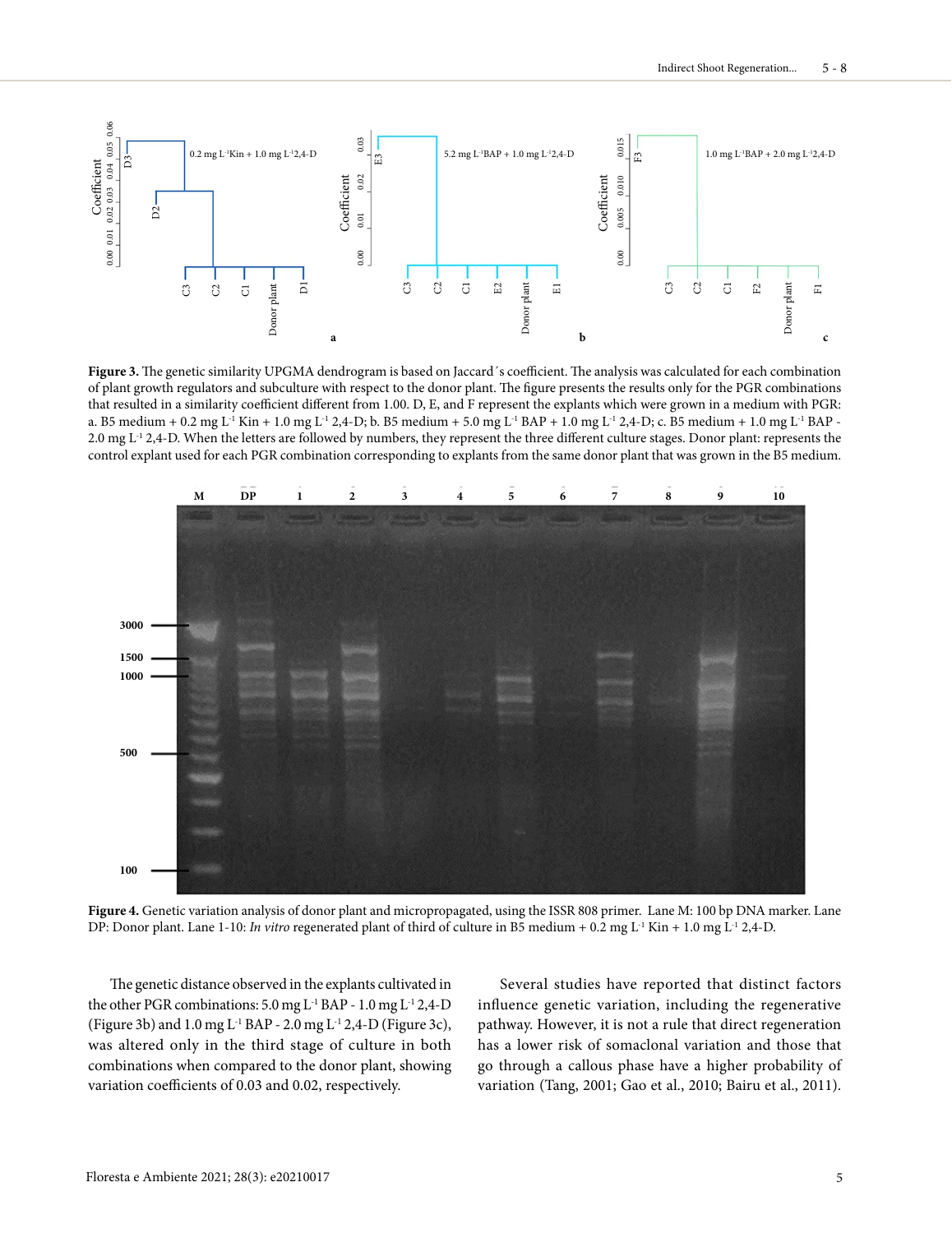**Figure 3.** The genetic similarity UPGMA dendrogram is based on Jaccard´s coefficient. The analysis was calculated for each combination of plant growth regulators and subculture with respect to the donor plant. The figure presents the results only for the PGR combinations that resulted in a similarity coefficient different from 1.00. D, E, and F represent the explants which were grown in a medium with PGR: a. B5 medium + 0.2 mg L$^{-1}$ Kin + 1.0 mg L$^{-1}$ 2,4-D; b. B5 medium + 5.0 mg L$^{-1}$ BAP + 1.0 mg L$^{-1}$ 2,4-D; c. B5 medium + 1.0 mg L$^{-1}$ BAP - 2.0 mg L$^{-1}$ 2,4-D. When the letters are followed by numbers, they represent the three different culture stages. Donor plant: represents the control explant used for each PGR combination corresponding to explants from the same donor plant that was grown in the B5 medium.

**Figure 4.** Genetic variation analysis of donor plant and micropropagated, using the ISSR 808 primer. Lane M: 100 bp DNA marker. Lane DP: Donor plant. Lane 1-10: *In vitro* regenerated plant of third of culture in B5 medium + 0.2 mg L$^{-1}$ Kin + 1.0 mg L$^{-1}$ 2,4-D.

The genetic distance observed in the explants cultivated in the other PGR combinations: 5.0 mg L$^{-1}$ BAP - 1.0 mg L$^{-1}$ 2,4-D (Figure 3b) and 1.0 mg L$^{-1}$ BAP - 2.0 mg L$^{-1}$ 2,4-D (Figure 3c), was altered only in the third stage of culture in both combinations when compared to the donor plant, showing variation coefficients of 0.03 and 0.02, respectively.

Several studies have reported that distinct factors influence genetic variation, including the regenerative pathway. However, it is not a rule that direct regeneration has a lower risk of somaclonal variation and those that go through a callous phase have a higher probability of variation (Tang, 2001; Gao et al., 2010; Bairu et al., 2011).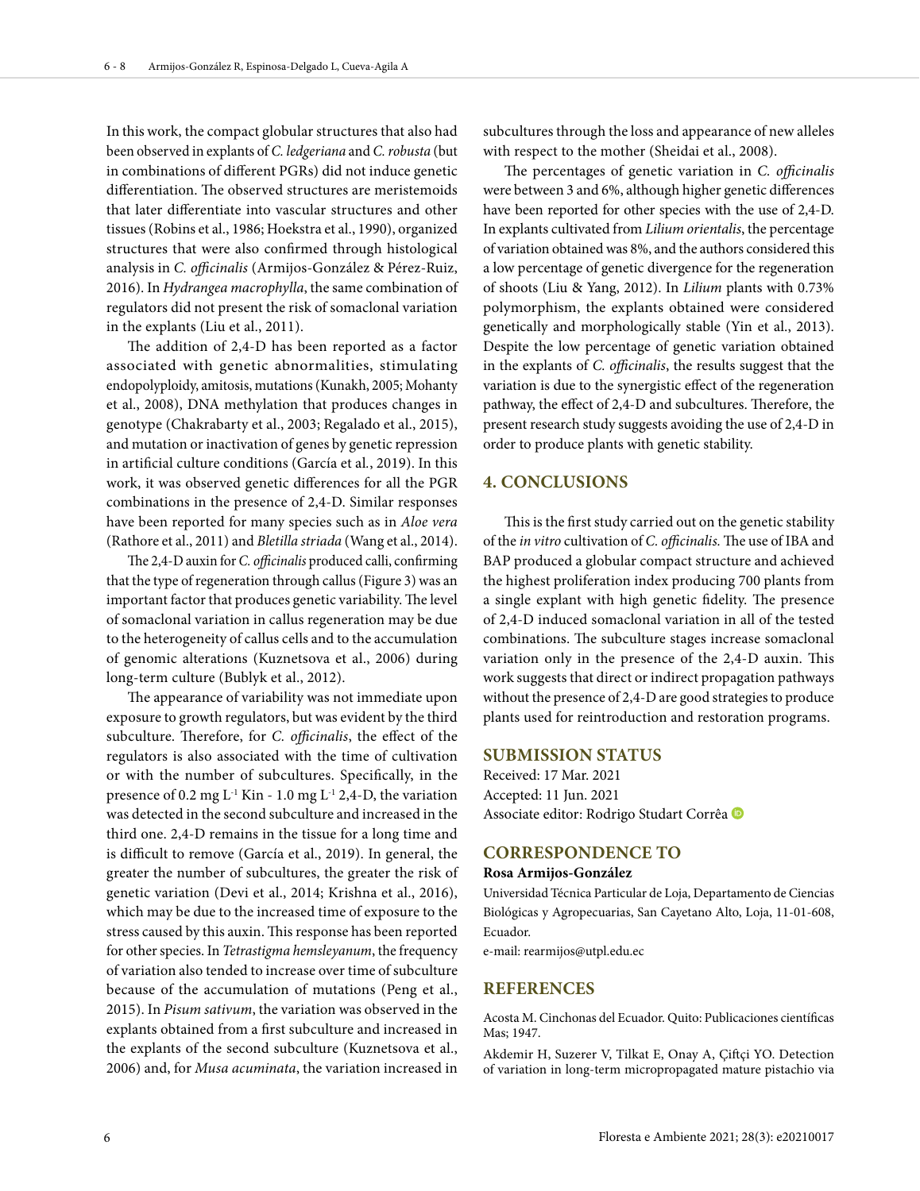In this work, the compact globular structures that also had been observed in explants of *C. ledgeriana* and *C. robusta* (but in combinations of different PGRs) did not induce genetic differentiation. The observed structures are meristemoids that later differentiate into vascular structures and other tissues (Robins et al., 1986; Hoekstra et al., 1990), organized structures that were also confirmed through histological analysis in *C. officinalis* (Armijos-González & Pérez-Ruiz, 2016). In *Hydrangea macrophylla*, the same combination of regulators did not present the risk of somaclonal variation in the explants (Liu et al., 2011).

The addition of 2,4-D has been reported as a factor associated with genetic abnormalities, stimulating endopolyploidy, amitosis, mutations (Kunakh, 2005; Mohanty et al., 2008), DNA methylation that produces changes in genotype (Chakrabarty et al., 2003; Regalado et al., 2015), and mutation or inactivation of genes by genetic repression in artificial culture conditions (García et al., 2019). In this work, it was observed genetic differences for all the PGR combinations in the presence of 2,4-D. Similar responses have been reported for many species such as in *Aloe vera* (Rathore et al., 2011) and *Bletilla striada* (Wang et al., 2014).

The 2,4-D auxin for *C. officinalis* produced calli, confirming that the type of regeneration through callus (Figure 3) was an important factor that produces genetic variability. The level of somaclonal variation in callus regeneration may be due to the heterogeneity of callus cells and to the accumulation of genomic alterations (Kuznetsova et al., 2006) during long-term culture (Bublyk et al., 2012).

The appearance of variability was not immediate upon exposure to growth regulators, but was evident by the third subculture. Therefore, for *C. officinalis*, the effect of the regulators is also associated with the time of cultivation or with the number of subcultures. Specifically, in the presence of 0.2 mg $L^{-1}$ Kin - 1.0 mg $L^{-1}$ 2,4-D, the variation was detected in the second subculture and increased in the third one. 2,4-D remains in the tissue for a long time and is difficult to remove (García et al., 2019). In general, the greater the number of subcultures, the greater the risk of genetic variation (Devi et al., 2014; Krishna et al., 2016), which may be due to the increased time of exposure to the stress caused by this auxin. This response has been reported for other species. In *Tetrastigma hemsleyanum*, the frequency of variation also tended to increase over time of subculture because of the accumulation of mutations (Peng et al., 2015). In *Pisum sativum*, the variation was observed in the explants obtained from a first subculture and increased in the explants of the second subculture (Kuznetsova et al., 2006) and, for *Musa acuminata*, the variation increased in subcultures through the loss and appearance of new alleles with respect to the mother (Sheidai et al., 2008).

The percentages of genetic variation in *C. officinalis* were between 3 and 6%, although higher genetic differences have been reported for other species with the use of 2,4-D. In explants cultivated from *Lilium orientalis*, the percentage of variation obtained was 8%, and the authors considered this a low percentage of genetic divergence for the regeneration of shoots (Liu & Yang, 2012). In *Lilium* plants with 0.73% polymorphism, the explants obtained were considered genetically and morphologically stable (Yin et al., 2013). Despite the low percentage of genetic variation obtained in the explants of *C. officinalis*, the results suggest that the variation is due to the synergistic effect of the regeneration pathway, the effect of 2,4-D and subcultures. Therefore, the present research study suggests avoiding the use of 2,4-D in order to produce plants with genetic stability.

## 4. CONCLUSIONS

This is the first study carried out on the genetic stability of the *in vitro* cultivation of *C. officinalis*. The use of IBA and BAP produced a globular compact structure and achieved the highest proliferation index producing 700 plants from a single explant with high genetic fidelity. The presence of 2,4-D induced somaclonal variation in all of the tested combinations. The subculture stages increase somaclonal variation only in the presence of the 2,4-D auxin. This work suggests that direct or indirect propagation pathways without the presence of 2,4-D are good strategies to produce plants used for reintroduction and restoration programs.

## SUBMISSION STATUS

Received: 17 Mar. 2021
Accepted: 11 Jun. 2021
Associate editor: Rodrigo Studart Corrêa

## CORRESPONDENCE TO

**Rosa Armijos-González**

Universidad Técnica Particular de Loja, Departamento de Ciencias Biológicas y Agropecuarias, San Cayetano Alto, Loja, 11-01-608, Ecuador.
e-mail: rearmijos@utpl.edu.ec

## REFERENCES

Acosta M. Cinchonas del Ecuador. Quito: Publicaciones científicas Mas; 1947.

Akdemir H, Suzerer V, Tilkat E, Onay A, Çiftçi YO. Detection of variation in long-term micropropagated mature pistachio via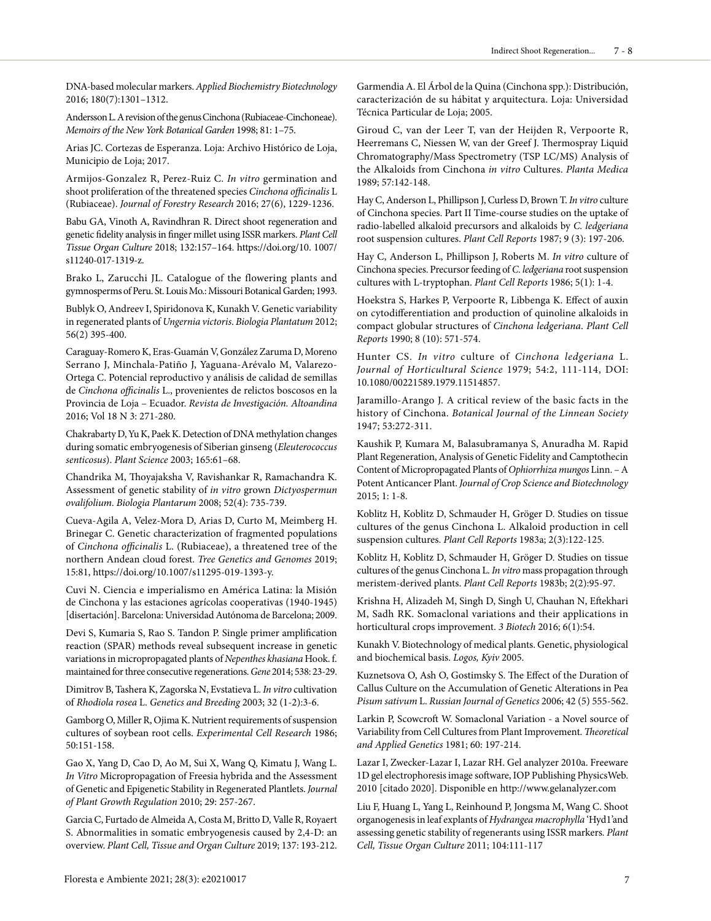DNA-based molecular markers. *Applied Biochemistry Biotechnology* 2016; 180(7):1301–1312.

Andersson L. A revision of the genus Cinchona (Rubiaceae-Cinchoneae). *Memoirs of the New York Botanical Garden* 1998; 81: 1–75.

Arias JC. Cortezas de Esperanza. Loja: Archivo Histórico de Loja, Municipio de Loja; 2017.

Armijos-Gonzalez R, Perez-Ruiz C. *In vitro* germination and shoot proliferation of the threatened species *Cinchona officinalis* L (Rubiaceae). *Journal of Forestry Research* 2016; 27(6), 1229-1236.

Babu GA, Vinoth A, Ravindhran R. Direct shoot regeneration and genetic fidelity analysis in finger millet using ISSR markers. *Plant Cell Tissue Organ Culture* 2018; 132:157–164. https://doi.org/10. 1007/s11240-017-1319-z.

Brako L, Zarucchi JL. Catalogue of the flowering plants and gymnosperms of Peru. St. Louis Mo.: Missouri Botanical Garden; 1993.

Bublyk O, Andreev I, Spiridonova K, Kunakh V. Genetic variability in regenerated plants of *Ungernia victoris*. *Biologia Plantatum* 2012; 56(2) 395-400.

Caraguay-Romero K, Eras-Guamán V, González Zaruma D, Moreno Serrano J, Minchala-Patiño J, Yaguana-Arévalo M, Valarezo-Ortega C. Potencial reproductivo y análisis de calidad de semillas de *Cinchona officinalis* L., provenientes de relictos boscosos en la Provincia de Loja – Ecuador. *Revista de Investigación. Altoandina* 2016; Vol 18 N 3: 271-280.

Chakrabarty D, Yu K, Paek K. Detection of DNA methylation changes during somatic embryogenesis of Siberian ginseng (*Eleuterococcus senticosus*). *Plant Science* 2003; 165:61–68.

Chandrika M, Thoyajaksha V, Ravishankar R, Ramachandra K. Assessment of genetic stability of *in vitro* grown *Dictyospermun ovalifolium*. *Biologia Plantarum* 2008; 52(4): 735-739.

Cueva-Agila A, Velez-Mora D, Arias D, Curto M, Meimberg H. Brinegar C. Genetic characterization of fragmented populations of *Cinchona officinalis* L. (Rubiaceae), a threatened tree of the northern Andean cloud forest. *Tree Genetics and Genomes* 2019; 15:81, https://doi.org/10.1007/s11295-019-1393-y.

Cuvi N. Ciencia e imperialismo en América Latina: la Misión de Cinchona y las estaciones agrícolas cooperativas (1940-1945) [disertación]. Barcelona: Universidad Autónoma de Barcelona; 2009.

Devi S, Kumaria S, Rao S. Tandon P. Single primer amplification reaction (SPAR) methods reveal subsequent increase in genetic variations in micropropagated plants of *Nepenthes khasiana* Hook. f. maintained for three consecutive regenerations. *Gene* 2014; 538: 23-29.

Dimitrov B, Tashera K, Zagorska N, Evstatieva L. *In vitro* cultivation of *Rhodiola rosea* L. *Genetics and Breeding* 2003; 32 (1-2):3-6.

Gamborg O, Miller R, Ojima K. Nutrient requirements of suspension cultures of soybean root cells. *Experimental Cell Research* 1986; 50:151-158.

Gao X, Yang D, Cao D, Ao M, Sui X, Wang Q, Kimatu J, Wang L. *In Vitro* Micropropagation of Freesia hybrida and the Assessment of Genetic and Epigenetic Stability in Regenerated Plantlets. *Journal of Plant Growth Regulation* 2010; 29: 257-267.

Garcia C, Furtado de Almeida A, Costa M, Britto D, Valle R, Royaert S. Abnormalities in somatic embryogenesis caused by 2,4-D: an overview. *Plant Cell, Tissue and Organ Culture* 2019; 137: 193-212.

Garmendia A. El Árbol de la Quina (Cinchona spp.): Distribución, caracterización de su hábitat y arquitectura. Loja: Universidad Técnica Particular de Loja; 2005.

Giroud C, van der Leer T, van der Heijden R, Verpoorte R, Heeremans C, Niessen W, van der Greef J. Thermospray Liquid Chromatography/Mass Spectrometry (TSP LC/MS) Analysis of the Alkaloids from Cinchona *in vitro* Cultures. *Planta Medica* 1989; 57:142-148.

Hay C, Anderson L, Phillipson J, Curless D, Brown T. *In vitro* culture of Cinchona species. Part II Time-course studies on the uptake of radio-labelled alkaloid precursors and alkaloids by *C. ledgeriana* root suspension cultures. *Plant Cell Reports* 1987; 9 (3): 197-206.

Hay C, Anderson L, Phillipson J, Roberts M. *In vitro* culture of Cinchona species. Precursor feeding of *C. ledgeriana* root suspension cultures with L-tryptophan. *Plant Cell Reports* 1986; 5(1): 1-4.

Hoekstra S, Harkes P, Verpoorte R, Libbenga K. Effect of auxin on cytodifferentiation and production of quinoline alkaloids in compact globular structures of *Cinchona ledgeriana*. *Plant Cell Reports* 1990; 8 (10): 571-574.

Hunter CS. *In vitro* culture of *Cinchona ledgeriana* L. *Journal of Horticultural Science* 1979; 54:2, 111-114, DOI: 10.1080/00221589.1979.11514857.

Jaramillo-Arango J. A critical review of the basic facts in the history of Cinchona. *Botanical Journal of the Linnean Society* 1947; 53:272-311.

Kaushik P, Kumara M, Balasubramanya S, Anuradha M. Rapid Plant Regeneration, Analysis of Genetic Fidelity and Camptothecin Content of Micropropagated Plants of *Ophiorrhiza mungos* Linn. – A Potent Anticancer Plant. *Journal of Crop Science and Biotechnology* 2015; 1: 1-8.

Koblitz H, Koblitz D, Schmauder H, Gröger D. Studies on tissue cultures of the genus Cinchona L. Alkaloid production in cell suspension cultures. *Plant Cell Reports* 1983a; 2(3):122-125.

Koblitz H, Koblitz D, Schmauder H, Gröger D. Studies on tissue cultures of the genus Cinchona L. *In vitro* mass propagation through meristem-derived plants. *Plant Cell Reports* 1983b; 2(2):95-97.

Krishna H, Alizadeh M, Singh D, Singh U, Chauhan N, Eftekhari M, Sadh RK. Somaclonal variations and their applications in horticultural crops improvement. *3 Biotech* 2016; 6(1):54.

Kunakh V. Biotechnology of medical plants. Genetic, physiological and biochemical basis. *Logos, Kyiv* 2005.

Kuznetsova O, Ash O, Gostimsky S. The Effect of the Duration of Callus Culture on the Accumulation of Genetic Alterations in Pea *Pisum sativum* L. *Russian Journal of Genetics* 2006; 42 (5) 555-562.

Larkin P, Scowcroft W. Somaclonal Variation - a Novel source of Variability from Cell Cultures from Plant Improvement. *Theoretical and Applied Genetics* 1981; 60: 197-214.

Lazar I, Zwecker-Lazar I, Lazar RH. Gel analyzer 2010a. Freeware 1D gel electrophoresis image software, IOP Publishing PhysicsWeb. 2010 [citado 2020]. Disponible en http://www.gelanalyzer.com

Liu F, Huang L, Yang L, Reinhound P, Jongsma M, Wang C. Shoot organogenesis in leaf explants of *Hydrangea macrophylla* 'Hyd1'and assessing genetic stability of regenerants using ISSR markers. *Plant Cell, Tissue Organ Culture* 2011; 104:111-117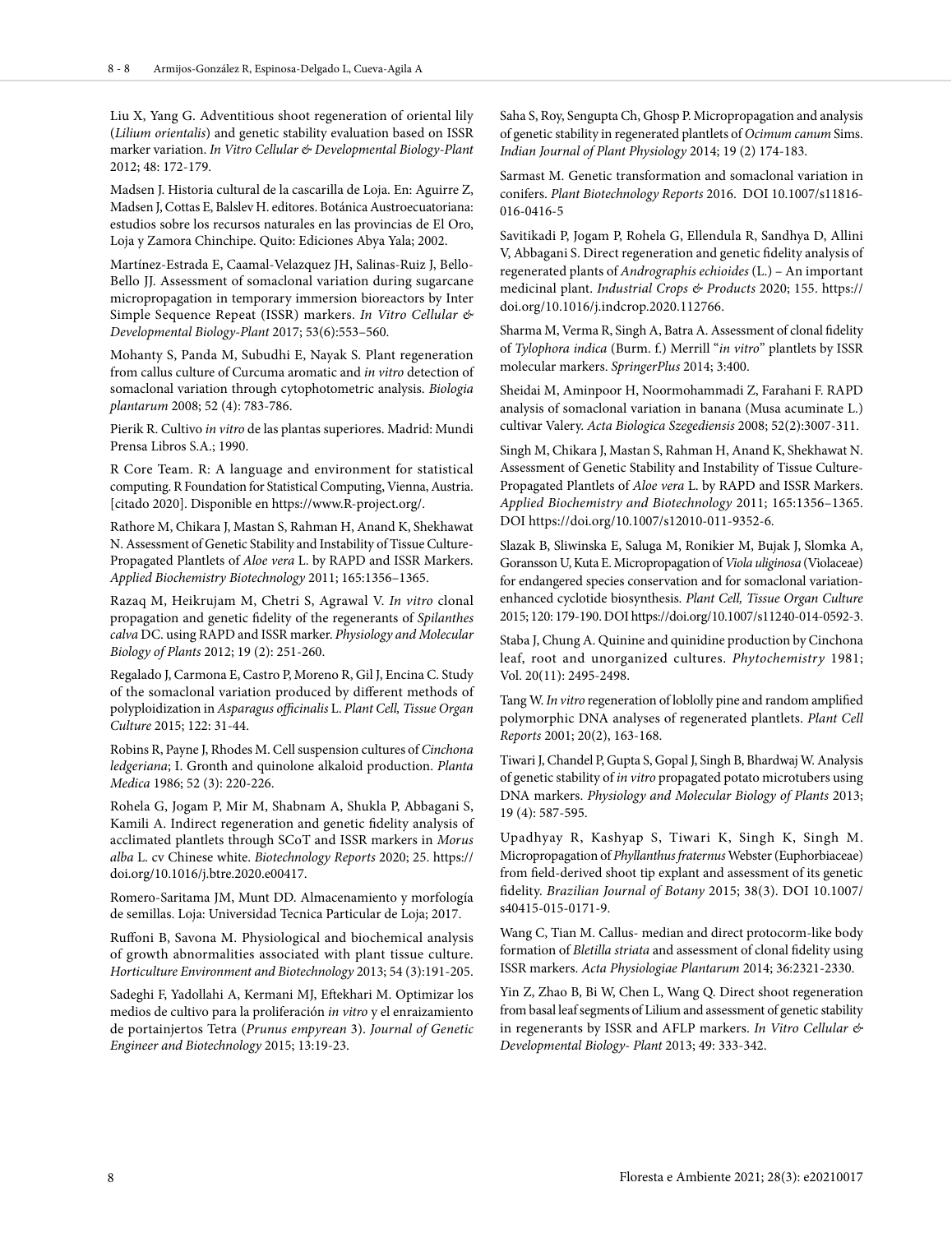Liu X, Yang G. Adventitious shoot regeneration of oriental lily (*Lilium orientalis*) and genetic stability evaluation based on ISSR marker variation. *In Vitro Cellular & Developmental Biology-Plant* 2012; 48: 172-179.

Madsen J. Historia cultural de la cascarilla de Loja. En: Aguirre Z, Madsen J, Cottas E, Balslev H. editores. Botánica Austroecuatoriana: estudios sobre los recursos naturales en las provincias de El Oro, Loja y Zamora Chinchipe. Quito: Ediciones Abya Yala; 2002.

Martínez-Estrada E, Caamal-Velazquez JH, Salinas-Ruiz J, Bello-Bello JJ. Assessment of somaclonal variation during sugarcane micropropagation in temporary immersion bioreactors by Inter Simple Sequence Repeat (ISSR) markers. *In Vitro Cellular & Developmental Biology-Plant* 2017; 53(6):553–560.

Mohanty S, Panda M, Subudhi E, Nayak S. Plant regeneration from callus culture of Curcuma aromatic and *in vitro* detection of somaclonal variation through cytophotometric analysis. *Biologia plantarum* 2008; 52 (4): 783-786.

Pierik R. Cultivo *in vitro* de las plantas superiores. Madrid: Mundi Prensa Libros S.A.; 1990.

R Core Team. R: A language and environment for statistical computing. R Foundation for Statistical Computing, Vienna, Austria. [citado 2020]. Disponible en https://www.R-project.org/.

Rathore M, Chikara J, Mastan S, Rahman H, Anand K, Shekhawat N. Assessment of Genetic Stability and Instability of Tissue Culture-Propagated Plantlets of *Aloe vera* L. by RAPD and ISSR Markers. *Applied Biochemistry Biotechnology* 2011; 165:1356–1365.

Razaq M, Heikrujam M, Chetri S, Agrawal V. *In vitro* clonal propagation and genetic fidelity of the regenerants of *Spilanthes calva* DC. using RAPD and ISSR marker. *Physiology and Molecular Biology of Plants* 2012; 19 (2): 251-260.

Regalado J, Carmona E, Castro P, Moreno R, Gil J, Encina C. Study of the somaclonal variation produced by different methods of polyploidization in *Asparagus officinalis* L. *Plant Cell, Tissue Organ Culture* 2015; 122: 31-44.

Robins R, Payne J, Rhodes M. Cell suspension cultures of *Cinchona ledgeriana*; I. Gronth and quinolone alkaloid production. *Planta Medica* 1986; 52 (3): 220-226.

Rohela G, Jogam P, Mir M, Shabnam A, Shukla P, Abbagani S, Kamili A. Indirect regeneration and genetic fidelity analysis of acclimated plantlets through SCoT and ISSR markers in *Morus alba* L. cv Chinese white. *Biotechnology Reports* 2020; 25. https://doi.org/10.1016/j.btre.2020.e00417.

Romero-Saritama JM, Munt DD. Almacenamiento y morfología de semillas. Loja: Universidad Tecnica Particular de Loja; 2017.

Ruffoni B, Savona M. Physiological and biochemical analysis of growth abnormalities associated with plant tissue culture. *Horticulture Environment and Biotechnology* 2013; 54 (3):191-205.

Sadeghi F, Yadollahi A, Kermani MJ, Eftekhari M. Optimizar los medios de cultivo para la proliferación *in vitro* y el enraizamiento de portainjertos Tetra (*Prunus empyrean* 3). *Journal of Genetic Engineer and Biotechnology* 2015; 13:19-23.

Saha S, Roy, Sengupta Ch, Ghosp P. Micropropagation and analysis of genetic stability in regenerated plantlets of *Ocimum canum* Sims. *Indian Journal of Plant Physiology* 2014; 19 (2) 174-183.

Sarmast M. Genetic transformation and somaclonal variation in conifers. *Plant Biotechnology Reports* 2016. DOI 10.1007/s11816-016-0416-5

Savitikadi P, Jogam P, Rohela G, Ellendula R, Sandhya D, Allini V, Abbagani S. Direct regeneration and genetic fidelity analysis of regenerated plants of *Andrographis echioides* (L.) – An important medicinal plant. *Industrial Crops & Products* 2020; 155. https://doi.org/10.1016/j.indcrop.2020.112766.

Sharma M, Verma R, Singh A, Batra A. Assessment of clonal fidelity of *Tylophora indica* (Burm. f.) Merrill "*in vitro*" plantlets by ISSR molecular markers. *SpringerPlus* 2014; 3:400.

Sheidai M, Aminpoor H, Noormohammadi Z, Farahani F. RAPD analysis of somaclonal variation in banana (Musa acuminate L.) cultivar Valery. *Acta Biologica Szegediensis* 2008; 52(2):3007-311.

Singh M, Chikara J, Mastan S, Rahman H, Anand K, Shekhawat N. Assessment of Genetic Stability and Instability of Tissue Culture-Propagated Plantlets of *Aloe vera* L. by RAPD and ISSR Markers. *Applied Biochemistry and Biotechnology* 2011; 165:1356–1365. DOI https://doi.org/10.1007/s12010-011-9352-6.

Slazak B, Sliwinska E, Saluga M, Ronikier M, Bujak J, Slomka A, Goransson U, Kuta E. Micropropagation of *Viola uliginosa* (Violaceae) for endangered species conservation and for somaclonal variation-enhanced cyclotide biosynthesis. *Plant Cell, Tissue Organ Culture* 2015; 120: 179-190. DOI https://doi.org/10.1007/s11240-014-0592-3.

Staba J, Chung A. Quinine and quinidine production by Cinchona leaf, root and unorganized cultures. *Phytochemistry* 1981; Vol. 20(11): 2495-2498.

Tang W. *In vitro* regeneration of loblolly pine and random amplified polymorphic DNA analyses of regenerated plantlets. *Plant Cell Reports* 2001; 20(2), 163-168.

Tiwari J, Chandel P, Gupta S, Gopal J, Singh B, Bhardwaj W. Analysis of genetic stability of *in vitro* propagated potato microtubers using DNA markers. *Physiology and Molecular Biology of Plants* 2013; 19 (4): 587-595.

Upadhyay R, Kashyap S, Tiwari K, Singh K, Singh M. Micropropagation of *Phyllanthus fraternus* Webster (Euphorbiaceae) from field-derived shoot tip explant and assessment of its genetic fidelity. *Brazilian Journal of Botany* 2015; 38(3). DOI 10.1007/s40415-015-0171-9.

Wang C, Tian M. Callus- median and direct protocorm-like body formation of *Bletilla striata* and assessment of clonal fidelity using ISSR markers. *Acta Physiologiae Plantarum* 2014; 36:2321-2330.

Yin Z, Zhao B, Bi W, Chen L, Wang Q. Direct shoot regeneration from basal leaf segments of Lilium and assessment of genetic stability in regenerants by ISSR and AFLP markers. *In Vitro Cellular & Developmental Biology- Plant* 2013; 49: 333-342.